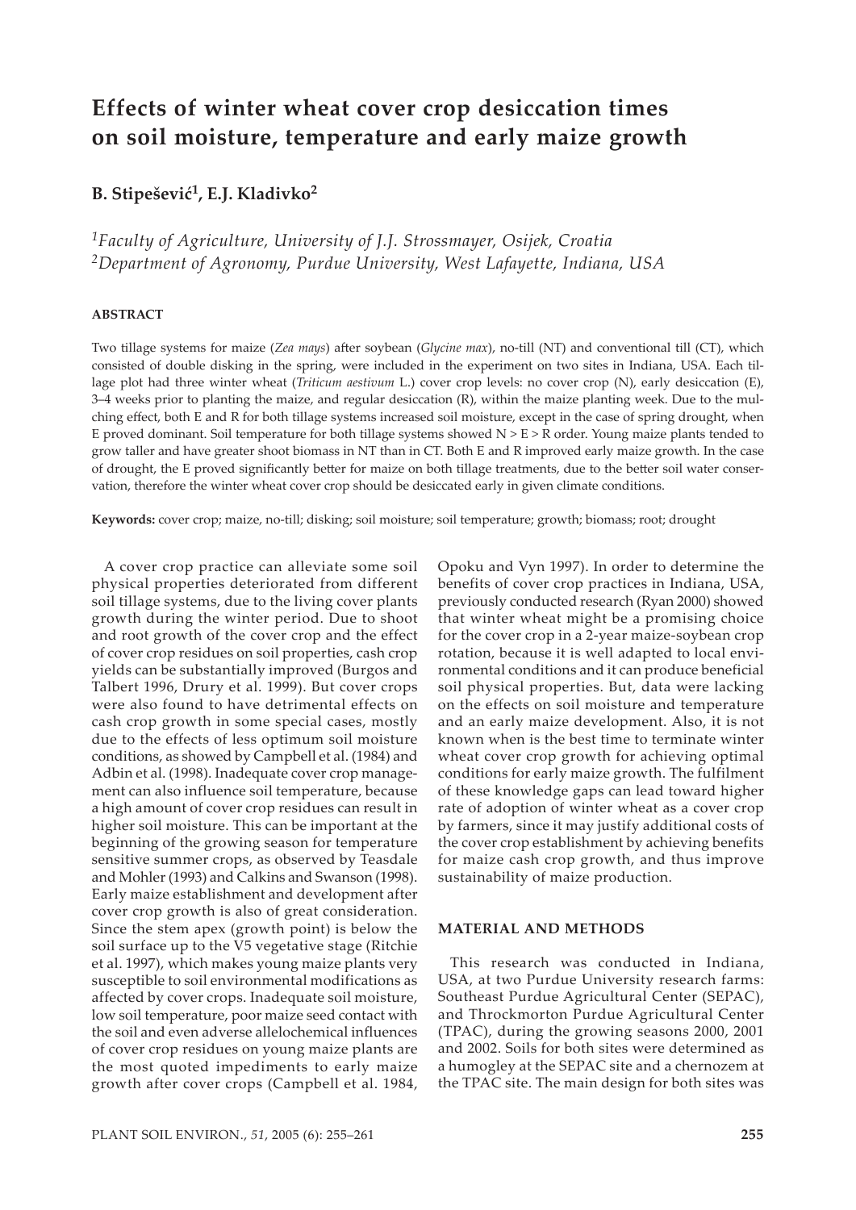# Effects of winter wheat cover crop desiccation times on soil moisture, temperature and early maize growth

**B. Stipešević[1], E.J. Kladivko[2]**

*[1]Faculty of Agriculture, University of J.J. Strossmayer, Osijek, Croatia*
*[2]Department of Agronomy, Purdue University, West Lafayette, Indiana, USA*

## ABSTRACT

Two tillage systems for maize (*Zea mays*) after soybean (*Glycine max*), no-till (NT) and conventional till (CT), which consisted of double disking in the spring, were included in the experiment on two sites in Indiana, USA. Each tillage plot had three winter wheat (*Triticum aestivum* L.) cover crop levels: no cover crop (N), early desiccation (E), 3–4 weeks prior to planting the maize, and regular desiccation (R), within the maize planting week. Due to the mulching effect, both E and R for both tillage systems increased soil moisture, except in the case of spring drought, when E proved dominant. Soil temperature for both tillage systems showed N > E > R order. Young maize plants tended to grow taller and have greater shoot biomass in NT than in CT. Both E and R improved early maize growth. In the case of drought, the E proved significantly better for maize on both tillage treatments, due to the better soil water conservation, therefore the winter wheat cover crop should be desiccated early in given climate conditions.

**Keywords:** cover crop; maize, no-till; disking; soil moisture; soil temperature; growth; biomass; root; drought

A cover crop practice can alleviate some soil physical properties deteriorated from different soil tillage systems, due to the living cover plants growth during the winter period. Due to shoot and root growth of the cover crop and the effect of cover crop residues on soil properties, cash crop yields can be substantially improved (Burgos and Talbert 1996, Drury et al. 1999). But cover crops were also found to have detrimental effects on cash crop growth in some special cases, mostly due to the effects of less optimum soil moisture conditions, as showed by Campbell et al. (1984) and Adbin et al. (1998). Inadequate cover crop management can also influence soil temperature, because a high amount of cover crop residues can result in higher soil moisture. This can be important at the beginning of the growing season for temperature sensitive summer crops, as observed by Teasdale and Mohler (1993) and Calkins and Swanson (1998). Early maize establishment and development after cover crop growth is also of great consideration. Since the stem apex (growth point) is below the soil surface up to the V5 vegetative stage (Ritchie et al. 1997), which makes young maize plants very susceptible to soil environmental modifications as affected by cover crops. Inadequate soil moisture, low soil temperature, poor maize seed contact with the soil and even adverse allelochemical influences of cover crop residues on young maize plants are the most quoted impediments to early maize growth after cover crops (Campbell et al. 1984, Opoku and Vyn 1997). In order to determine the benefits of cover crop practices in Indiana, USA, previously conducted research (Ryan 2000) showed that winter wheat might be a promising choice for the cover crop in a 2-year maize-soybean crop rotation, because it is well adapted to local environmental conditions and it can produce beneficial soil physical properties. But, data were lacking on the effects on soil moisture and temperature and an early maize development. Also, it is not known when is the best time to terminate winter wheat cover crop growth for achieving optimal conditions for early maize growth. The fulfilment of these knowledge gaps can lead toward higher rate of adoption of winter wheat as a cover crop by farmers, since it may justify additional costs of the cover crop establishment by achieving benefits for maize cash crop growth, and thus improve sustainability of maize production.

## MATERIAL AND METHODS

This research was conducted in Indiana, USA, at two Purdue University research farms: Southeast Purdue Agricultural Center (SEPAC), and Throckmorton Purdue Agricultural Center (TPAC), during the growing seasons 2000, 2001 and 2002. Soils for both sites were determined as a humogley at the SEPAC site and a chernozem at the TPAC site. The main design for both sites was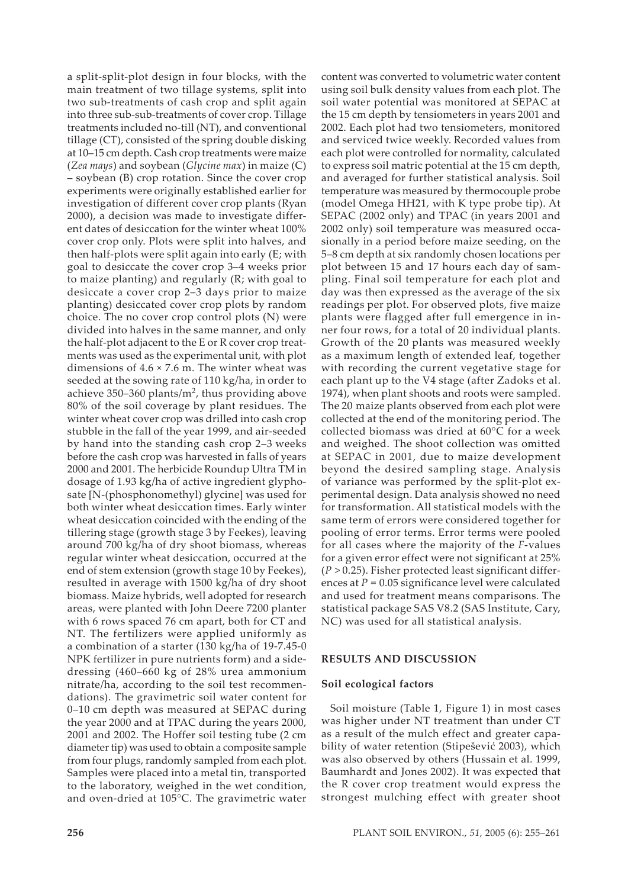a split-split-plot design in four blocks, with the main treatment of two tillage systems, split into two sub-treatments of cash crop and split again into three sub-sub-treatments of cover crop. Tillage treatments included no-till (NT), and conventional tillage (CT), consisted of the spring double disking at 10–15 cm depth. Cash crop treatments were maize (*Zea mays*) and soybean (*Glycine max*) in maize (C) – soybean (B) crop rotation. Since the cover crop experiments were originally established earlier for investigation of different cover crop plants (Ryan 2000), a decision was made to investigate different dates of desiccation for the winter wheat 100% cover crop only. Plots were split into halves, and then half-plots were split again into early (E; with goal to desiccate the cover crop 3–4 weeks prior to maize planting) and regularly (R; with goal to desiccate a cover crop 2–3 days prior to maize planting) desiccated cover crop plots by random choice. The no cover crop control plots (N) were divided into halves in the same manner, and only the half-plot adjacent to the E or R cover crop treatments was used as the experimental unit, with plot dimensions of 4.6 × 7.6 m. The winter wheat was seeded at the sowing rate of 110 kg/ha, in order to achieve 350–360 plants/m$^2$, thus providing above 80% of the soil coverage by plant residues. The winter wheat cover crop was drilled into cash crop stubble in the fall of the year 1999, and air-seeded by hand into the standing cash crop 2–3 weeks before the cash crop was harvested in falls of years 2000 and 2001. The herbicide Roundup Ultra TM in dosage of 1.93 kg/ha of active ingredient glyphosate [N-(phosphonomethyl) glycine] was used for both winter wheat desiccation times. Early winter wheat desiccation coincided with the ending of the tillering stage (growth stage 3 by Feekes), leaving around 700 kg/ha of dry shoot biomass, whereas regular winter wheat desiccation, occurred at the end of stem extension (growth stage 10 by Feekes), resulted in average with 1500 kg/ha of dry shoot biomass. Maize hybrids, well adopted for research areas, were planted with John Deere 7200 planter with 6 rows spaced 76 cm apart, both for CT and NT. The fertilizers were applied uniformly as a combination of a starter (130 kg/ha of 19-7.45-0 NPK fertilizer in pure nutrients form) and a side-dressing (460–660 kg of 28% urea ammonium nitrate/ha, according to the soil test recommendations). The gravimetric soil water content for 0–10 cm depth was measured at SEPAC during the year 2000 and at TPAC during the years 2000, 2001 and 2002. The Hoffer soil testing tube (2 cm diameter tip) was used to obtain a composite sample from four plugs, randomly sampled from each plot. Samples were placed into a metal tin, transported to the laboratory, weighed in the wet condition, and oven-dried at 105°C. The gravimetric water content was converted to volumetric water content using soil bulk density values from each plot. The soil water potential was monitored at SEPAC at the 15 cm depth by tensiometers in years 2001 and 2002. Each plot had two tensiometers, monitored and serviced twice weekly. Recorded values from each plot were controlled for normality, calculated to express soil matric potential at the 15 cm depth, and averaged for further statistical analysis. Soil temperature was measured by thermocouple probe (model Omega HH21, with K type probe tip). At SEPAC (2002 only) and TPAC (in years 2001 and 2002 only) soil temperature was measured occasionally in a period before maize seeding, on the 5–8 cm depth at six randomly chosen locations per plot between 15 and 17 hours each day of sampling. Final soil temperature for each plot and day was then expressed as the average of the six readings per plot. For observed plots, five maize plants were flagged after full emergence in inner four rows, for a total of 20 individual plants. Growth of the 20 plants was measured weekly as a maximum length of extended leaf, together with recording the current vegetative stage for each plant up to the V4 stage (after Zadoks et al. 1974), when plant shoots and roots were sampled. The 20 maize plants observed from each plot were collected at the end of the monitoring period. The collected biomass was dried at 60°C for a week and weighed. The shoot collection was omitted at SEPAC in 2001, due to maize development beyond the desired sampling stage. Analysis of variance was performed by the split-plot experimental design. Data analysis showed no need for transformation. All statistical models with the same term of errors were considered together for pooling of error terms. Error terms were pooled for all cases where the majority of the *F*-values for a given error effect were not significant at 25% ($P > 0.25$). Fisher protected least significant differences at $P = 0.05$ significance level were calculated and used for treatment means comparisons. The statistical package SAS V8.2 (SAS Institute, Cary, NC) was used for all statistical analysis.

## RESULTS AND DISCUSSION

### Soil ecological factors

Soil moisture (Table 1, Figure 1) in most cases was higher under NT treatment than under CT as a result of the mulch effect and greater capability of water retention (Stipešević 2003), which was also observed by others (Hussain et al. 1999, Baumhardt and Jones 2002). It was expected that the R cover crop treatment would express the strongest mulching effect with greater shoot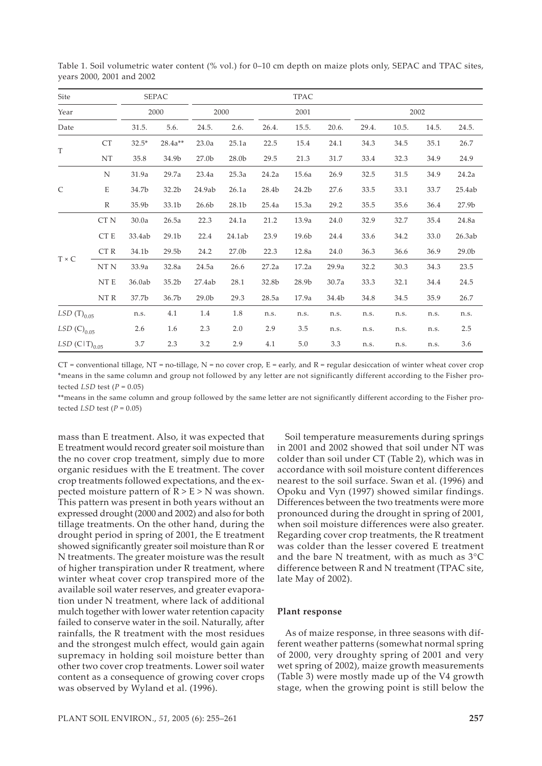Table 1. Soil volumetric water content (% vol.) for 0–10 cm depth on maize plots only, SEPAC and TPAC sites, years 2000, 2001 and 2002

| Site | | SEPAC | | TPAC | | | | | | | | |
|---|---|---|---|---|---|---|---|---|---|---|---|---|
| Year | | 2000 | | 2000 | | 2001 | | | 2002 | | | |
| Date | | 31.5. | 5.6. | 24.5. | 2.6. | 26.4. | 15.5. | 20.6. | 29.4. | 10.5. | 14.5. | 24.5. |
| T | CT | 32.5* | 28.4a** | 23.0a | 25.1a | 22.5 | 15.4 | 24.1 | 34.3 | 34.5 | 35.1 | 26.7 |
| | NT | 35.8 | 34.9b | 27.0b | 28.0b | 29.5 | 21.3 | 31.7 | 33.4 | 32.3 | 34.9 | 24.9 |
| C | N | 31.9a | 29.7a | 23.4a | 25.3a | 24.2a | 15.6a | 26.9 | 32.5 | 31.5 | 34.9 | 24.2a |
| | E | 34.7b | 32.2b | 24.9ab | 26.1a | 28.4b | 24.2b | 27.6 | 33.5 | 33.1 | 33.7 | 25.4ab |
| | R | 35.9b | 33.1b | 26.6b | 28.1b | 25.4a | 15.3a | 29.2 | 35.5 | 35.6 | 36.4 | 27.9b |
| T × C | CT N | 30.0a | 26.5a | 22.3 | 24.1a | 21.2 | 13.9a | 24.0 | 32.9 | 32.7 | 35.4 | 24.8a |
| | CT E | 33.4ab | 29.1b | 22.4 | 24.1ab | 23.9 | 19.6b | 24.4 | 33.6 | 34.2 | 33.0 | 26.3ab |
| | CT R | 34.1b | 29.5b | 24.2 | 27.0b | 22.3 | 12.8a | 24.0 | 36.3 | 36.6 | 36.9 | 29.0b |
| | NT N | 33.9a | 32.8a | 24.5a | 26.6 | 27.2a | 17.2a | 29.9a | 32.2 | 30.3 | 34.3 | 23.5 |
| | NT E | 36.0ab | 35.2b | 27.4ab | 28.1 | 32.8b | 28.9b | 30.7a | 33.3 | 32.1 | 34.4 | 24.5 |
| | NT R | 37.7b | 36.7b | 29.0b | 29.3 | 28.5a | 17.9a | 34.4b | 34.8 | 34.5 | 35.9 | 26.7 |
| $LSD\ (T)_{0.05}$ | | n.s. | 4.1 | 1.4 | 1.8 | n.s. | n.s. | n.s. | n.s. | n.s. | n.s. | n.s. |
| $LSD\ (C)_{0.05}$ | | 2.6 | 1.6 | 2.3 | 2.0 | 2.9 | 3.5 | n.s. | n.s. | n.s. | n.s. | 2.5 |
| $LSD\ (C \mid T)_{0.05}$ | | 3.7 | 2.3 | 3.2 | 2.9 | 4.1 | 5.0 | 3.3 | n.s. | n.s. | n.s. | 3.6 |

CT = conventional tillage, NT = no-tillage, N = no cover crop, E = early, and R = regular desiccation of winter wheat cover crop

*means in the same column and group not followed by any letter are not significantly different according to the Fisher protected *LSD* test ($P = 0.05$)

**means in the same column and group followed by the same letter are not significantly different according to the Fisher protected *LSD* test ($P = 0.05$)

mass than E treatment. Also, it was expected that E treatment would record greater soil moisture than the no cover crop treatment, simply due to more organic residues with the E treatment. The cover crop treatments followed expectations, and the expected moisture pattern of R > E > N was shown. This pattern was present in both years without an expressed drought (2000 and 2002) and also for both tillage treatments. On the other hand, during the drought period in spring of 2001, the E treatment showed significantly greater soil moisture than R or N treatments. The greater moisture was the result of higher transpiration under R treatment, where winter wheat cover crop transpired more of the available soil water reserves, and greater evaporation under N treatment, where lack of additional mulch together with lower water retention capacity failed to conserve water in the soil. Naturally, after rainfalls, the R treatment with the most residues and the strongest mulch effect, would gain again supremacy in holding soil moisture better than other two cover crop treatments. Lower soil water content as a consequence of growing cover crops was observed by Wyland et al. (1996).

Soil temperature measurements during springs in 2001 and 2002 showed that soil under NT was colder than soil under CT (Table 2), which was in accordance with soil moisture content differences nearest to the soil surface. Swan et al. (1996) and Opoku and Vyn (1997) showed similar findings. Differences between the two treatments were more pronounced during the drought in spring of 2001, when soil moisture differences were also greater. Regarding cover crop treatments, the R treatment was colder than the lesser covered E treatment and the bare N treatment, with as much as 3°C difference between R and N treatment (TPAC site, late May of 2002).

#### Plant response

As of maize response, in three seasons with different weather patterns (somewhat normal spring of 2000, very droughty spring of 2001 and very wet spring of 2002), maize growth measurements (Table 3) were mostly made up of the V4 growth stage, when the growing point is still below the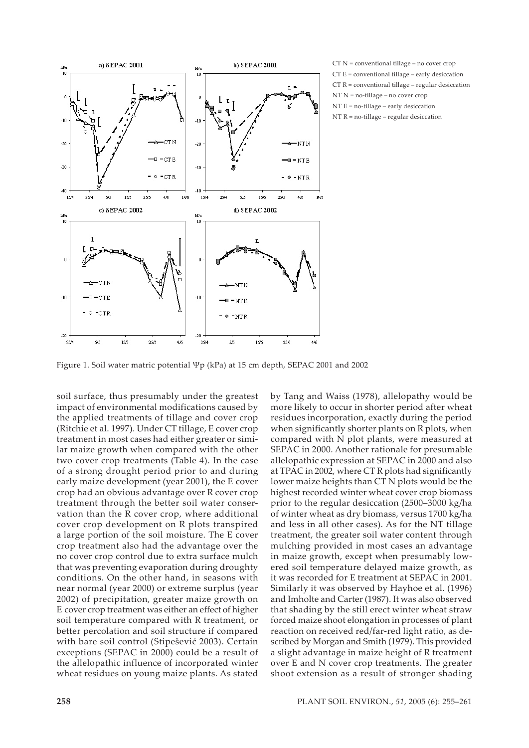CT N = conventional tillage – no cover crop
CT E = conventional tillage – early desiccation
CT R = conventional tillage – regular desiccation
NT N = no-tillage – no cover crop
NT E = no-tillage – early desiccation
NT R = no-tillage – regular desiccation

Figure 1. Soil water matric potential Ψp (kPa) at 15 cm depth, SEPAC 2001 and 2002

soil surface, thus presumably under the greatest impact of environmental modifications caused by the applied treatments of tillage and cover crop (Ritchie et al. 1997). Under CT tillage, E cover crop treatment in most cases had either greater or similar maize growth when compared with the other two cover crop treatments (Table 4). In the case of a strong drought period prior to and during early maize development (year 2001), the E cover crop had an obvious advantage over R cover crop treatment through the better soil water conservation than the R cover crop, where additional cover crop development on R plots transpired a large portion of the soil moisture. The E cover crop treatment also had the advantage over the no cover crop control due to extra surface mulch that was preventing evaporation during droughty conditions. On the other hand, in seasons with near normal (year 2000) or extreme surplus (year 2002) of precipitation, greater maize growth on E cover crop treatment was either an effect of higher soil temperature compared with R treatment, or better percolation and soil structure if compared with bare soil control (Stipešević 2003). Certain exceptions (SEPAC in 2000) could be a result of the allelopathic influence of incorporated winter wheat residues on young maize plants. As stated by Tang and Waiss (1978), allelopathy would be more likely to occur in shorter period after wheat residues incorporation, exactly during the period when significantly shorter plants on R plots, when compared with N plot plants, were measured at SEPAC in 2000. Another rationale for presumable allelopathic expression at SEPAC in 2000 and also at TPAC in 2002, where CT R plots had significantly lower maize heights than CT N plots would be the highest recorded winter wheat cover crop biomass prior to the regular desiccation (2500–3000 kg/ha of winter wheat as dry biomass, versus 1700 kg/ha and less in all other cases). As for the NT tillage treatment, the greater soil water content through mulching provided in most cases an advantage in maize growth, except when presumably lowered soil temperature delayed maize growth, as it was recorded for E treatment at SEPAC in 2001. Similarly it was observed by Hayhoe et al. (1996) and Imholte and Carter (1987). It was also observed that shading by the still erect winter wheat straw forced maize shoot elongation in processes of plant reaction on received red/far-red light ratio, as described by Morgan and Smith (1979). This provided a slight advantage in maize height of R treatment over E and N cover crop treatments. The greater shoot extension as a result of stronger shading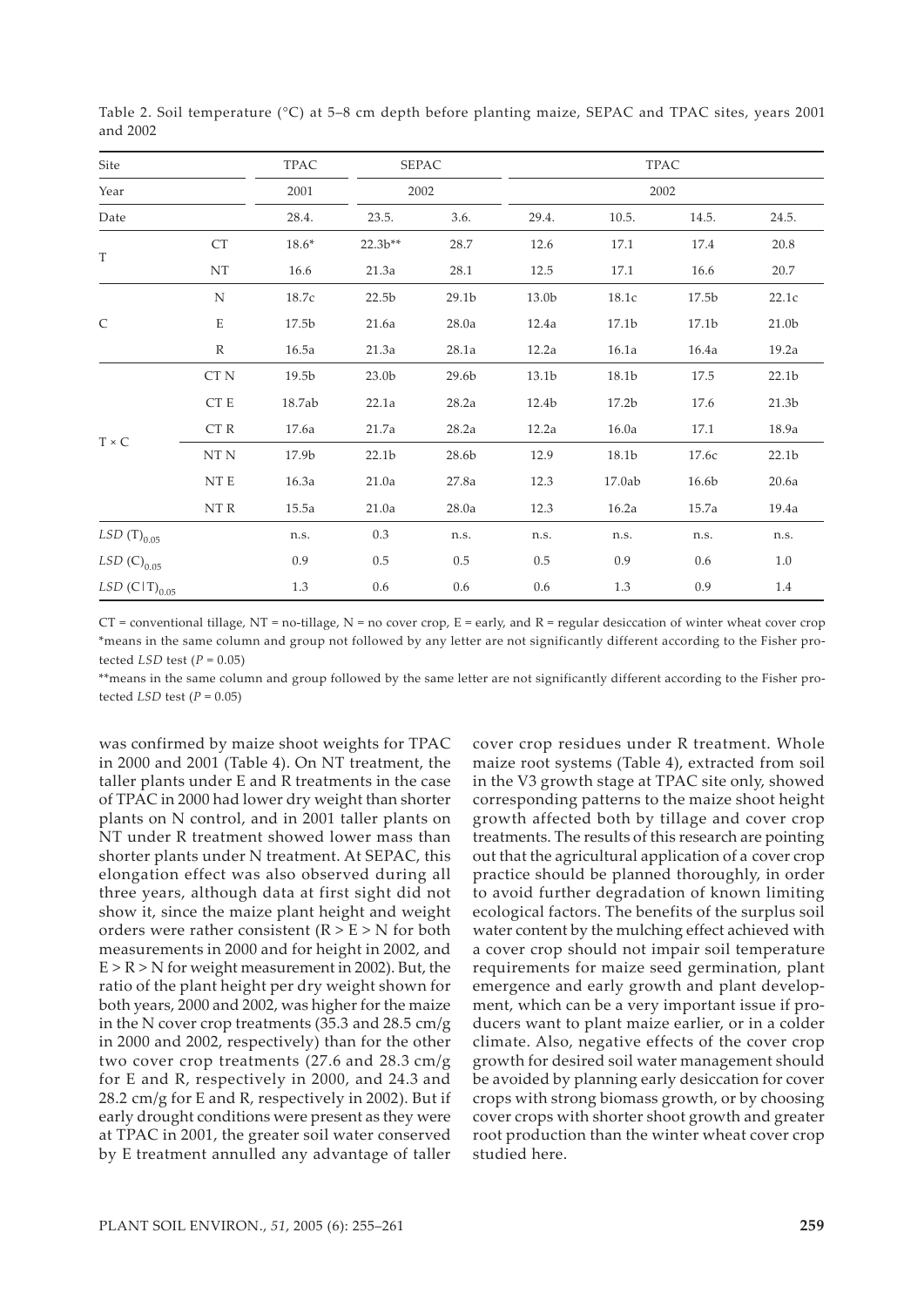Table 2. Soil temperature (°C) at 5–8 cm depth before planting maize, SEPAC and TPAC sites, years 2001 and 2002

| Site | | TPAC | SEPAC | | TPAC | | | |
|---|---|---|---|---|---|---|---|---|
| Year | | 2001 | 2002 | | 2002 | | | |
| Date | | 28.4. | 23.5. | 3.6. | 29.4. | 10.5. | 14.5. | 24.5. |
| T | CT | 18.6* | 22.3b** | 28.7 | 12.6 | 17.1 | 17.4 | 20.8 |
| | NT | 16.6 | 21.3a | 28.1 | 12.5 | 17.1 | 16.6 | 20.7 |
| C | N | 18.7c | 22.5b | 29.1b | 13.0b | 18.1c | 17.5b | 22.1c |
| | E | 17.5b | 21.6a | 28.0a | 12.4a | 17.1b | 17.1b | 21.0b |
| | R | 16.5a | 21.3a | 28.1a | 12.2a | 16.1a | 16.4a | 19.2a |
| T × C | CT N | 19.5b | 23.0b | 29.6b | 13.1b | 18.1b | 17.5 | 22.1b |
| | CT E | 18.7ab | 22.1a | 28.2a | 12.4b | 17.2b | 17.6 | 21.3b |
| | CT R | 17.6a | 21.7a | 28.2a | 12.2a | 16.0a | 17.1 | 18.9a |
| | NT N | 17.9b | 22.1b | 28.6b | 12.9 | 18.1b | 17.6c | 22.1b |
| | NT E | 16.3a | 21.0a | 27.8a | 12.3 | 17.0ab | 16.6b | 20.6a |
| | NT R | 15.5a | 21.0a | 28.0a | 12.3 | 16.2a | 15.7a | 19.4a |
| $LSD\ (T)_{0.05}$ | | n.s. | 0.3 | n.s. | n.s. | n.s. | n.s. | n.s. |
| $LSD\ (C)_{0.05}$ | | 0.9 | 0.5 | 0.5 | 0.5 | 0.9 | 0.6 | 1.0 |
| $LSD\ (C \mid T)_{0.05}$ | | 1.3 | 0.6 | 0.6 | 0.6 | 1.3 | 0.9 | 1.4 |

CT = conventional tillage, NT = no-tillage, N = no cover crop, E = early, and R = regular desiccation of winter wheat cover crop
*means in the same column and group not followed by any letter are not significantly different according to the Fisher protected *LSD* test ($P = 0.05$)
**means in the same column and group followed by the same letter are not significantly different according to the Fisher protected *LSD* test ($P = 0.05$)

was confirmed by maize shoot weights for TPAC in 2000 and 2001 (Table 4). On NT treatment, the taller plants under E and R treatments in the case of TPAC in 2000 had lower dry weight than shorter plants on N control, and in 2001 taller plants on NT under R treatment showed lower mass than shorter plants under N treatment. At SEPAC, this elongation effect was also observed during all three years, although data at first sight did not show it, since the maize plant height and weight orders were rather consistent (R > E > N for both measurements in 2000 and for height in 2002, and E > R > N for weight measurement in 2002). But, the ratio of the plant height per dry weight shown for both years, 2000 and 2002, was higher for the maize in the N cover crop treatments (35.3 and 28.5 cm/g in 2000 and 2002, respectively) than for the other two cover crop treatments (27.6 and 28.3 cm/g for E and R, respectively in 2000, and 24.3 and 28.2 cm/g for E and R, respectively in 2002). But if early drought conditions were present as they were at TPAC in 2001, the greater soil water conserved by E treatment annulled any advantage of taller cover crop residues under R treatment. Whole maize root systems (Table 4), extracted from soil in the V3 growth stage at TPAC site only, showed corresponding patterns to the maize shoot height growth affected both by tillage and cover crop treatments. The results of this research are pointing out that the agricultural application of a cover crop practice should be planned thoroughly, in order to avoid further degradation of known limiting ecological factors. The benefits of the surplus soil water content by the mulching effect achieved with a cover crop should not impair soil temperature requirements for maize seed germination, plant emergence and early growth and plant development, which can be a very important issue if producers want to plant maize earlier, or in a colder climate. Also, negative effects of the cover crop growth for desired soil water management should be avoided by planning early desiccation for cover crops with strong biomass growth, or by choosing cover crops with shorter shoot growth and greater root production than the winter wheat cover crop studied here.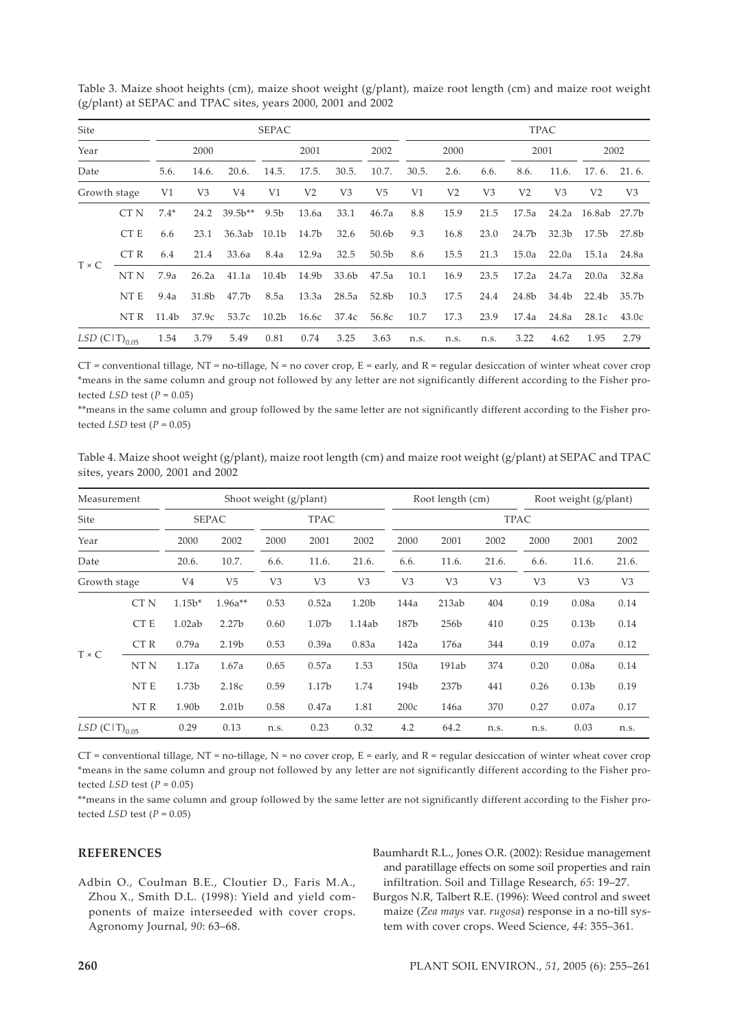Table 3. Maize shoot heights (cm), maize shoot weight (g/plant), maize root length (cm) and maize root weight (g/plant) at SEPAC and TPAC sites, years 2000, 2001 and 2002

| Site | | SEPAC | | | | | | | TPAC | | | | | | | |
|---|---|---|---|---|---|---|---|---|---|---|---|---|---|---|---|---|
| Year | | 2000 | | | 2001 | | | 2002 | 2000 | | | 2001 | | 2002 | | |
| Date | | 5.6. | 14.6. | 20.6. | 14.5. | 17.5. | 30.5. | 10.7. | 30.5. | 2.6. | 6.6. | 8.6. | 11.6. | 17. 6. | 21. 6. |
| Growth stage | | V1 | V3 | V4 | V1 | V2 | V3 | V5 | V1 | V2 | V3 | V2 | V3 | V2 | V3 |
| T × C | CT N | 7.4* | 24.2 | 39.5b** | 9.5b | 13.6a | 33.1 | 46.7a | 8.8 | 15.9 | 21.5 | 17.5a | 24.2a | 16.8ab | 27.7b |
| | CT E | 6.6 | 23.1 | 36.3ab | 10.1b | 14.7b | 32.6 | 50.6b | 9.3 | 16.8 | 23.0 | 24.7b | 32.3b | 17.5b | 27.8b |
| | CT R | 6.4 | 21.4 | 33.6a | 8.4a | 12.9a | 32.5 | 50.5b | 8.6 | 15.5 | 21.3 | 15.0a | 22.0a | 15.1a | 24.8a |
| | NT N | 7.9a | 26.2a | 41.1a | 10.4b | 14.9b | 33.6b | 47.5a | 10.1 | 16.9 | 23.5 | 17.2a | 24.7a | 20.0a | 32.8a |
| | NT E | 9.4a | 31.8b | 47.7b | 8.5a | 13.3a | 28.5a | 52.8b | 10.3 | 17.5 | 24.4 | 24.8b | 34.4b | 22.4b | 35.7b |
| | NT R | 11.4b | 37.9c | 53.7c | 10.2b | 16.6c | 37.4c | 56.8c | 10.7 | 17.3 | 23.9 | 17.4a | 24.8a | 28.1c | 43.0c |
| $LSD\ (C\vert T)_{0.05}$ | | 1.54 | 3.79 | 5.49 | 0.81 | 0.74 | 3.25 | 3.63 | n.s. | n.s. | n.s. | 3.22 | 4.62 | 1.95 | 2.79 |

CT = conventional tillage, NT = no-tillage, N = no cover crop, E = early, and R = regular desiccation of winter wheat cover crop
*means in the same column and group not followed by any letter are not significantly different according to the Fisher protected *LSD* test ($P = 0.05$)
**means in the same column and group followed by the same letter are not significantly different according to the Fisher protected *LSD* test ($P = 0.05$)

Table 4. Maize shoot weight (g/plant), maize root length (cm) and maize root weight (g/plant) at SEPAC and TPAC sites, years 2000, 2001 and 2002

| Measurement | | Shoot weight (g/plant) | | | | | Root length (cm) | | | Root weight (g/plant) | | |
|---|---|---|---|---|---|---|---|---|---|---|---|---|
| Site | | SEPAC | | TPAC | | | TPAC | | | | | |
| Year | | 2000 | 2002 | 2000 | 2001 | 2002 | 2000 | 2001 | 2002 | 2000 | 2001 | 2002 |
| Date | | 20.6. | 10.7. | 6.6. | 11.6. | 21.6. | 6.6. | 11.6. | 21.6. | 6.6. | 11.6. | 21.6. |
| Growth stage | | V4 | V5 | V3 | V3 | V3 | V3 | V3 | V3 | V3 | V3 | V3 |
| T × C | CT N | 1.15b* | 1.96a** | 0.53 | 0.52a | 1.20b | 144a | 213ab | 404 | 0.19 | 0.08a | 0.14 |
| | CT E | 1.02ab | 2.27b | 0.60 | 1.07b | 1.14ab | 187b | 256b | 410 | 0.25 | 0.13b | 0.14 |
| | CT R | 0.79a | 2.19b | 0.53 | 0.39a | 0.83a | 142a | 176a | 344 | 0.19 | 0.07a | 0.12 |
| | NT N | 1.17a | 1.67a | 0.65 | 0.57a | 1.53 | 150a | 191ab | 374 | 0.20 | 0.08a | 0.14 |
| | NT E | 1.73b | 2.18c | 0.59 | 1.17b | 1.74 | 194b | 237b | 441 | 0.26 | 0.13b | 0.19 |
| | NT R | 1.90b | 2.01b | 0.58 | 0.47a | 1.81 | 200c | 146a | 370 | 0.27 | 0.07a | 0.17 |
| $LSD\ (C\vert T)_{0.05}$ | | 0.29 | 0.13 | n.s. | 0.23 | 0.32 | 4.2 | 64.2 | n.s. | n.s. | 0.03 | n.s. |

CT = conventional tillage, NT = no-tillage, N = no cover crop, E = early, and R = regular desiccation of winter wheat cover crop
*means in the same column and group not followed by any letter are not significantly different according to the Fisher protected *LSD* test ($P = 0.05$)
**means in the same column and group followed by the same letter are not significantly different according to the Fisher protected *LSD* test ($P = 0.05$)

## REFERENCES

Adbin O., Coulman B.E., Cloutier D., Faris M.A., Zhou X., Smith D.L. (1998): Yield and yield components of maize interseeded with cover crops. Agronomy Journal, *90*: 63–68.

Baumhardt R.L., Jones O.R. (2002): Residue management and paratillage effects on some soil properties and rain infiltration. Soil and Tillage Research, *65*: 19–27.

Burgos N.R, Talbert R.E. (1996): Weed control and sweet maize (*Zea mays* var. *rugosa*) response in a no-till system with cover crops. Weed Science, *44*: 355–361.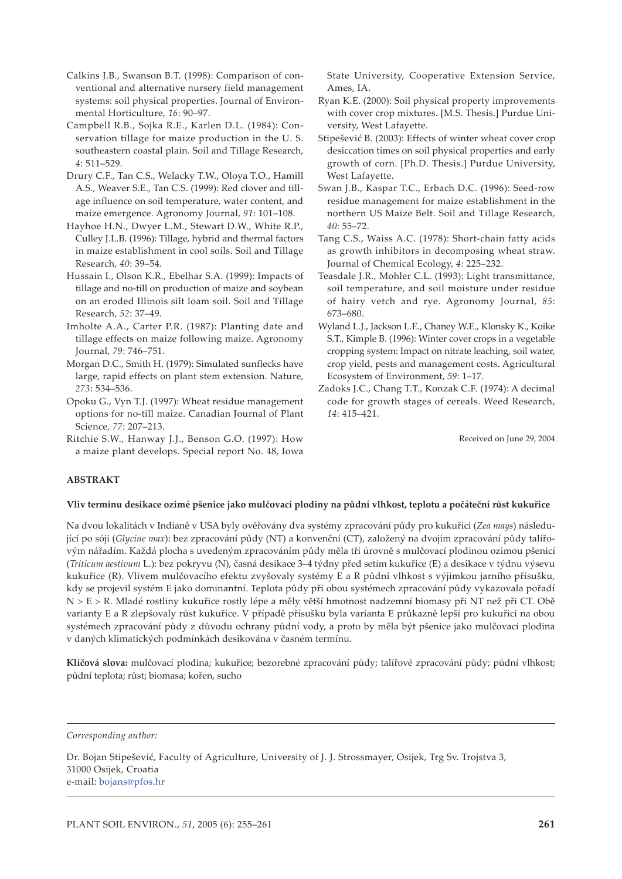Calkins J.B., Swanson B.T. (1998): Comparison of conventional and alternative nursery field management systems: soil physical properties. Journal of Environmental Horticulture, *16*: 90–97.

Campbell R.B., Sojka R.E., Karlen D.L. (1984): Conservation tillage for maize production in the U. S. southeastern coastal plain. Soil and Tillage Research, *4*: 511–529.

Drury C.F., Tan C.S., Welacky T.W., Oloya T.O., Hamill A.S., Weaver S.E., Tan C.S. (1999): Red clover and tillage influence on soil temperature, water content, and maize emergence. Agronomy Journal, *91*: 101–108.

Hayhoe H.N., Dwyer L.M., Stewart D.W., White R.P., Culley J.L.B. (1996): Tillage, hybrid and thermal factors in maize establishment in cool soils. Soil and Tillage Research, *40*: 39–54.

Hussain I., Olson K.R., Ebelhar S.A. (1999): Impacts of tillage and no-till on production of maize and soybean on an eroded Illinois silt loam soil. Soil and Tillage Research, *52*: 37–49.

Imholte A.A., Carter P.R. (1987): Planting date and tillage effects on maize following maize. Agronomy Journal, *79*: 746–751.

Morgan D.C., Smith H. (1979): Simulated sunflecks have large, rapid effects on plant stem extension. Nature, *273*: 534–536.

Opoku G., Vyn T.J. (1997): Wheat residue management options for no-till maize. Canadian Journal of Plant Science, *77*: 207–213.

Ritchie S.W., Hanway J.J., Benson G.O. (1997): How a maize plant develops. Special report No. 48, Iowa State University, Cooperative Extension Service, Ames, IA.

Ryan K.E. (2000): Soil physical property improvements with cover crop mixtures. [M.S. Thesis.] Purdue University, West Lafayette.

Stipešević B. (2003): Effects of winter wheat cover crop desiccation times on soil physical properties and early growth of corn. [Ph.D. Thesis.] Purdue University, West Lafayette.

Swan J.B., Kaspar T.C., Erbach D.C. (1996): Seed-row residue management for maize establishment in the northern US Maize Belt. Soil and Tillage Research, *40*: 55–72.

Tang C.S., Waiss A.C. (1978): Short-chain fatty acids as growth inhibitors in decomposing wheat straw. Journal of Chemical Ecology, *4*: 225–232.

Teasdale J.R., Mohler C.L. (1993): Light transmittance, soil temperature, and soil moisture under residue of hairy vetch and rye. Agronomy Journal, *85*: 673–680.

Wyland L.J., Jackson L.E., Chaney W.E., Klonsky K., Koike S.T., Kimple B. (1996): Winter cover crops in a vegetable cropping system: Impact on nitrate leaching, soil water, crop yield, pests and management costs. Agricultural Ecosystem of Environment, *59*: 1–17.

Zadoks J.C., Chang T.T., Konzak C.F. (1974): A decimal code for growth stages of cereals. Weed Research, *14*: 415–421.

Received on June 29, 2004

## ABSTRAKT

### Vliv termínu desikace ozimé pšenice jako mulčovací plodiny na půdní vlhkost, teplotu a počáteční růst kukuřice

Na dvou lokalitách v Indianě v USA byly ověřovány dva systémy zpracování půdy pro kukuřici (*Zea mays*) následující po sóji (*Glycine max*): bez zpracování půdy (NT) a konvenční (CT), založený na dvojím zpracování půdy talířovým nářadím. Každá plocha s uvedeným zpracováním půdy měla tři úrovně s mulčovací plodinou ozimou pšenicí (*Triticum aestivum* L.): bez pokryvu (N), časná desikace 3–4 týdny před setím kukuřice (E) a desikace v týdnu výsevu kukuřice (R). Vlivem mulčovacího efektu zvyšovaly systémy E a R půdní vlhkost s výjimkou jarního přísušku, kdy se projevil systém E jako dominantní. Teplota půdy při obou systémech zpracování půdy vykazovala pořadí N > E > R. Mladé rostliny kukuřice rostly lépe a měly větší hmotnost nadzemní biomasy při NT než při CT. Obě varianty E a R zlepšovaly růst kukuřice. V případě přísušku byla varianta E průkazně lepší pro kukuřici na obou systémech zpracování půdy z důvodu ochrany půdní vody, a proto by měla být pšenice jako mulčovací plodina v daných klimatických podmínkách desikována v časném termínu.

**Klíčová slova:** mulčovací plodina; kukuřice; bezorebné zpracování půdy; talířové zpracování půdy; půdní vlhkost; půdní teplota; růst; biomasa; kořen, sucho

*Corresponding author:*

Dr. Bojan Stipešević, Faculty of Agriculture, University of J. J. Strossmayer, Osijek, Trg Sv. Trojstva 3, 31000 Osijek, Croatia
e-mail: bojans@pfos.hr